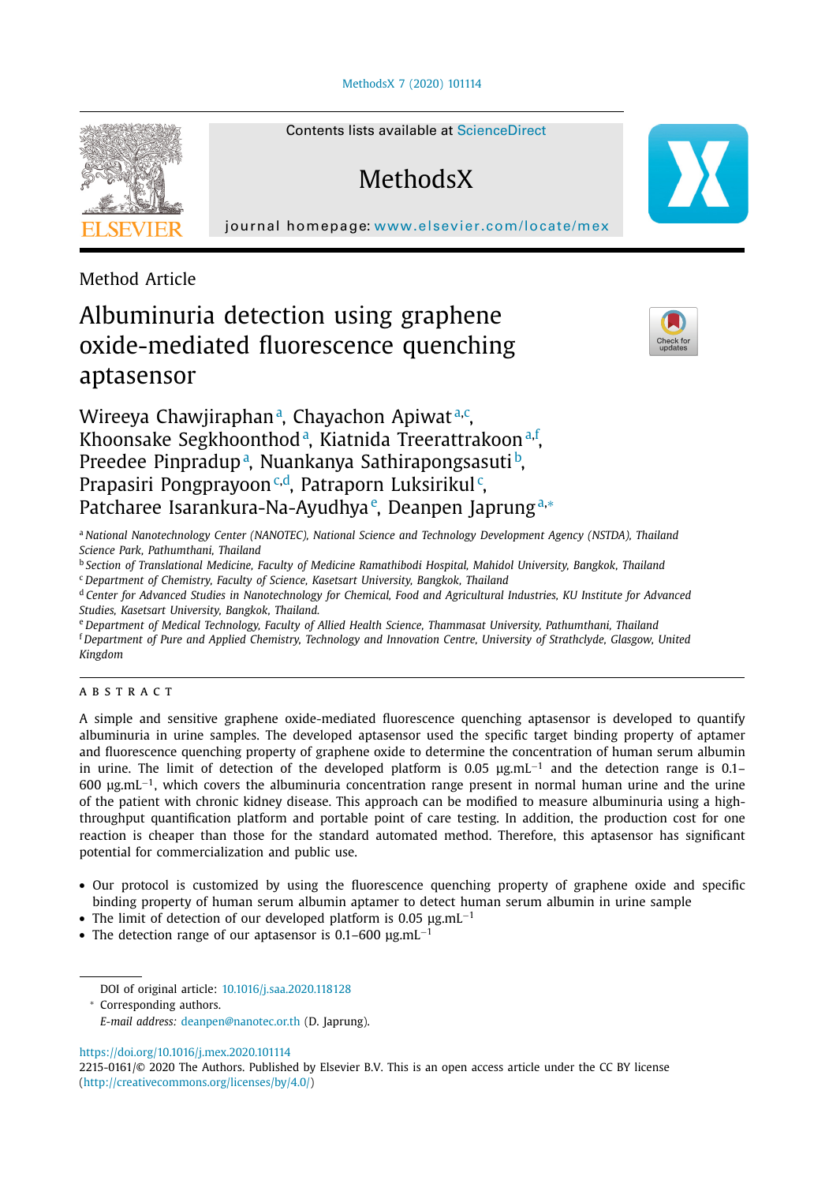Method Article

# Albuminuria detection using graphene oxide-mediated fluorescence quenching aptasensor

Wireeya Chawjiraphan[a], Chayachon Apiwat[a,c], Khoonsake Segkhoonthod[a], Kiatnida Treerattrakoon[a,f], Preedee Pinpradup[a], Nuankanya Sathirapongsasuti[b], Prapasiri Pongprayoon[c,d], Patraporn Luksirikul[c], Patcharee Isarankura-Na-Ayudhya[e], Deanpen Japrung[a,*]

[a] *National Nanotechnology Center (NANOTEC), National Science and Technology Development Agency (NSTDA), Thailand Science Park, Pathumthani, Thailand*
[b] *Section of Translational Medicine, Faculty of Medicine Ramathibodi Hospital, Mahidol University, Bangkok, Thailand*
[c] *Department of Chemistry, Faculty of Science, Kasetsart University, Bangkok, Thailand*
[d] *Center for Advanced Studies in Nanotechnology for Chemical, Food and Agricultural Industries, KU Institute for Advanced Studies, Kasetsart University, Bangkok, Thailand.*
[e] *Department of Medical Technology, Faculty of Allied Health Science, Thammasat University, Pathumthani, Thailand*
[f] *Department of Pure and Applied Chemistry, Technology and Innovation Centre, University of Strathclyde, Glasgow, United Kingdom*

## ABSTRACT

A simple and sensitive graphene oxide-mediated fluorescence quenching aptasensor is developed to quantify albuminuria in urine samples. The developed aptasensor used the specific target binding property of aptamer and fluorescence quenching property of graphene oxide to determine the concentration of human serum albumin in urine. The limit of detection of the developed platform is 0.05 µg.mL$^{-1}$ and the detection range is 0.1–600 µg.mL$^{-1}$, which covers the albuminuria concentration range present in normal human urine and the urine of the patient with chronic kidney disease. This approach can be modified to measure albuminuria using a high-throughput quantification platform and portable point of care testing. In addition, the production cost for one reaction is cheaper than those for the standard automated method. Therefore, this aptasensor has significant potential for commercialization and public use.

- Our protocol is customized by using the fluorescence quenching property of graphene oxide and specific binding property of human serum albumin aptamer to detect human serum albumin in urine sample
- The limit of detection of our developed platform is 0.05 µg.mL$^{-1}$
- The detection range of our aptasensor is 0.1–600 µg.mL$^{-1}$

DOI of original article: 10.1016/j.saa.2020.118128
\* Corresponding authors.
*E-mail address:* deanpen@nanotec.or.th (D. Japrung).

https://doi.org/10.1016/j.mex.2020.101114
2215-0161/© 2020 The Authors. Published by Elsevier B.V. This is an open access article under the CC BY license (http://creativecommons.org/licenses/by/4.0/)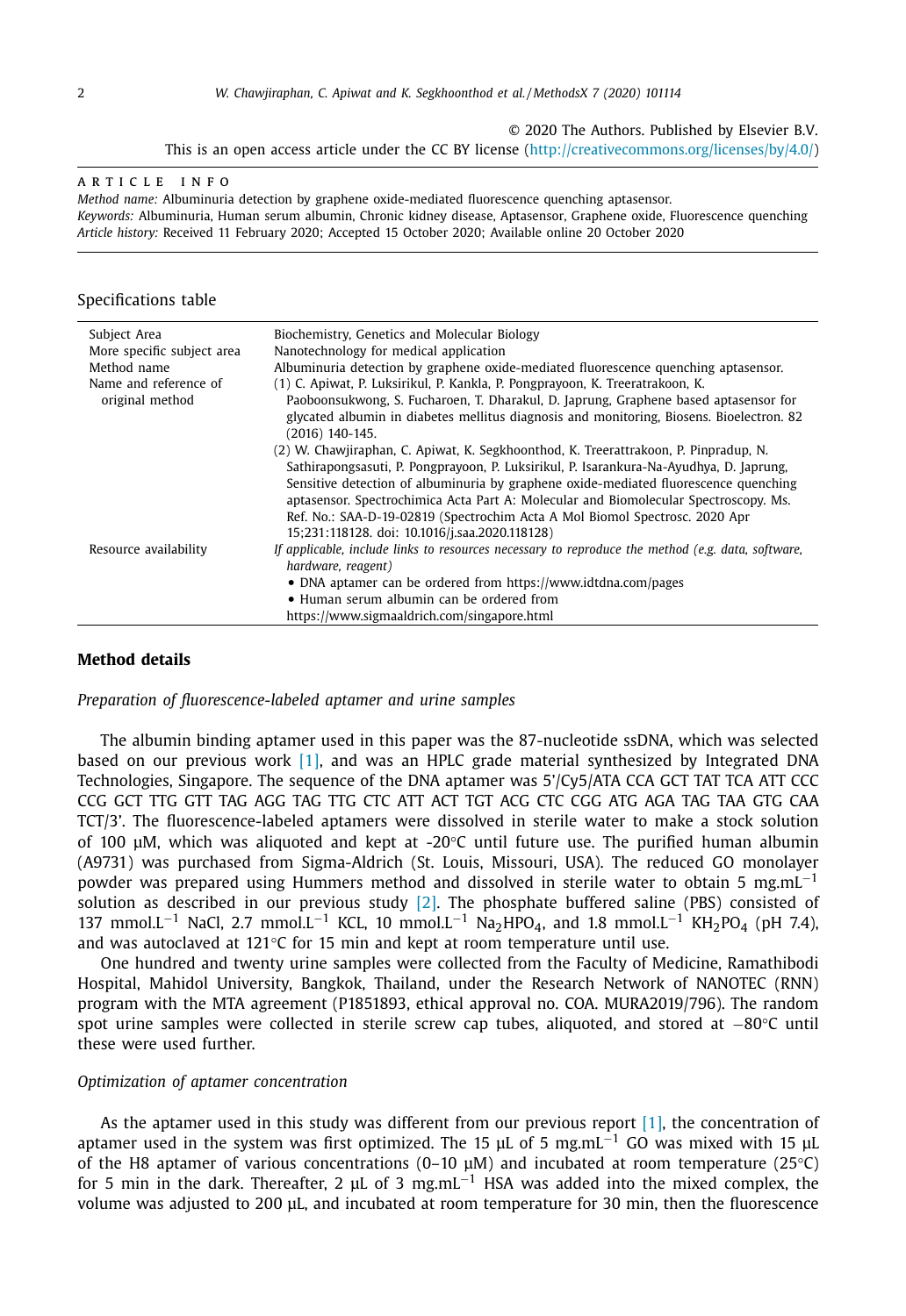© 2020 The Authors. Published by Elsevier B.V.
This is an open access article under the CC BY license (http://creativecommons.org/licenses/by/4.0/)

ARTICLE INFO

*Method name:* Albuminuria detection by graphene oxide-mediated fluorescence quenching aptasensor.
*Keywords:* Albuminuria, Human serum albumin, Chronic kidney disease, Aptasensor, Graphene oxide, Fluorescence quenching
*Article history:* Received 11 February 2020; Accepted 15 October 2020; Available online 20 October 2020

Specifications table

| | |
|---|---|
| Subject Area | Biochemistry, Genetics and Molecular Biology |
| More specific subject area | Nanotechnology for medical application |
| Method name | Albuminuria detection by graphene oxide-mediated fluorescence quenching aptasensor. |
| Name and reference of original method | (1) C. Apiwat, P. Luksirikul, P. Kankla, P. Pongprayoon, K. Treeratrakoon, K. Paoboonsukwong, S. Fucharoen, T. Dharakul, D. Japrung, Graphene based aptasensor for glycated albumin in diabetes mellitus diagnosis and monitoring, Biosens. Bioelectron. 82 (2016) 140-145.<br>(2) W. Chawjiraphan, C. Apiwat, K. Segkhoonthod, K. Treerattrakoon, P. Pinpradup, N. Sathirapongsasuti, P. Pongprayoon, P. Luksirikul, P. Isarankura-Na-Ayudhya, D. Japrung, Sensitive detection of albuminuria by graphene oxide-mediated fluorescence quenching aptasensor. Spectrochimica Acta Part A: Molecular and Biomolecular Spectroscopy. Ms. Ref. No.: SAA-D-19-02819 (Spectrochim Acta A Mol Biomol Spectrosc. 2020 Apr 15;231:118128. doi: 10.1016/j.saa.2020.118128) |
| Resource availability | *If applicable, include links to resources necessary to reproduce the method (e.g. data, software, hardware, reagent)*<br>• DNA aptamer can be ordered from https://www.idtdna.com/pages<br>• Human serum albumin can be ordered from https://www.sigmaaldrich.com/singapore.html |

## Method details

### *Preparation of fluorescence-labeled aptamer and urine samples*

The albumin binding aptamer used in this paper was the 87-nucleotide ssDNA, which was selected based on our previous work [1], and was an HPLC grade material synthesized by Integrated DNA Technologies, Singapore. The sequence of the DNA aptamer was 5'/Cy5/ATA CCA GCT TAT TCA ATT CCC CCG GCT TTG GTT TAG AGG TAG TTG CTC ATT ACT TGT ACG CTC CGG ATG AGA TAG TAA GTG CAA TCT/3'. The fluorescence-labeled aptamers were dissolved in sterile water to make a stock solution of 100 µM, which was aliquoted and kept at -20°C until future use. The purified human albumin (A9731) was purchased from Sigma-Aldrich (St. Louis, Missouri, USA). The reduced GO monolayer powder was prepared using Hummers method and dissolved in sterile water to obtain 5 $mg.mL^{-1}$ solution as described in our previous study [2]. The phosphate buffered saline (PBS) consisted of 137 $mmol.L^{-1}$ NaCl, 2.7 $mmol.L^{-1}$ KCL, 10 $mmol.L^{-1}$ $Na_2HPO_4$, and 1.8 $mmol.L^{-1}$ $KH_2PO_4$ (pH 7.4), and was autoclaved at 121°C for 15 min and kept at room temperature until use.

One hundred and twenty urine samples were collected from the Faculty of Medicine, Ramathibodi Hospital, Mahidol University, Bangkok, Thailand, under the Research Network of NANOTEC (RNN) program with the MTA agreement (P1851893, ethical approval no. COA. MURA2019/796). The random spot urine samples were collected in sterile screw cap tubes, aliquoted, and stored at −80°C until these were used further.

### *Optimization of aptamer concentration*

As the aptamer used in this study was different from our previous report [1], the concentration of aptamer used in the system was first optimized. The 15 µL of 5 $mg.mL^{-1}$ GO was mixed with 15 µL of the H8 aptamer of various concentrations (0–10 µM) and incubated at room temperature (25°C) for 5 min in the dark. Thereafter, 2 µL of 3 $mg.mL^{-1}$ HSA was added into the mixed complex, the volume was adjusted to 200 µL, and incubated at room temperature for 30 min, then the fluorescence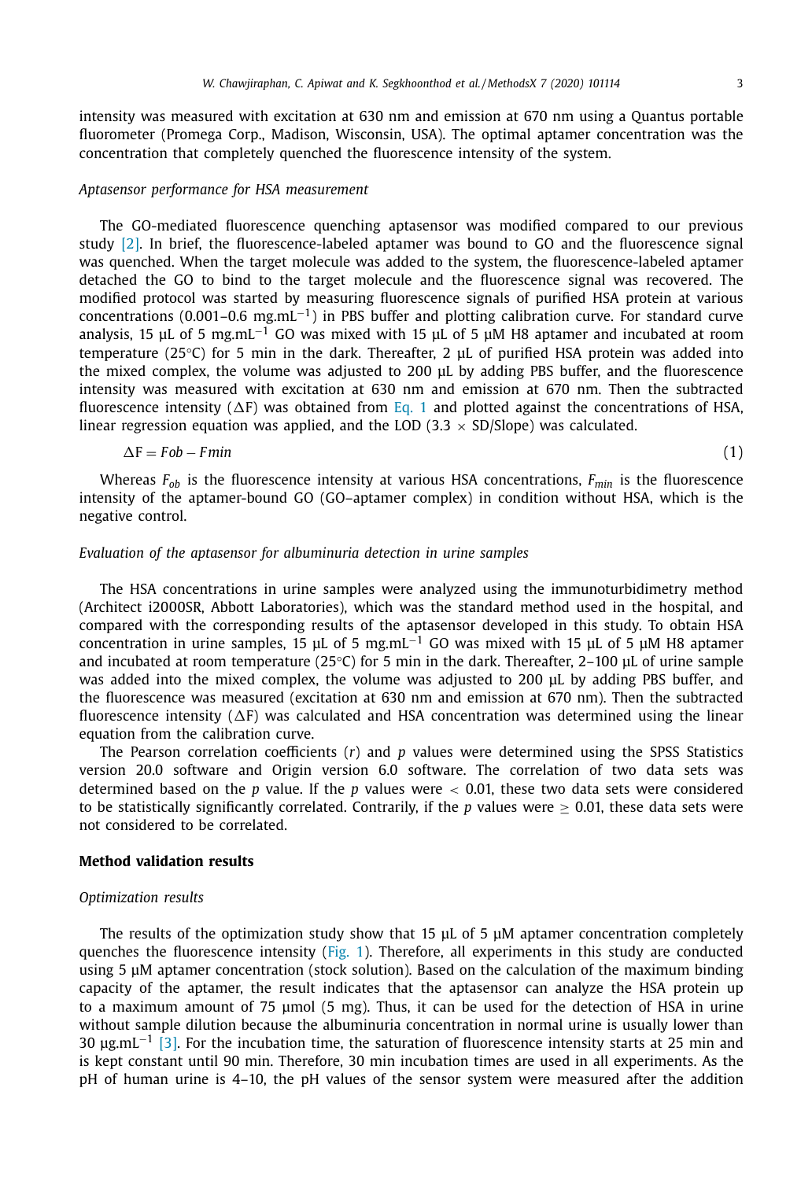intensity was measured with excitation at 630 nm and emission at 670 nm using a Quantus portable fluorometer (Promega Corp., Madison, Wisconsin, USA). The optimal aptamer concentration was the concentration that completely quenched the fluorescence intensity of the system.

*Aptasensor performance for HSA measurement*

The GO-mediated fluorescence quenching aptasensor was modified compared to our previous study [2]. In brief, the fluorescence-labeled aptamer was bound to GO and the fluorescence signal was quenched. When the target molecule was added to the system, the fluorescence-labeled aptamer detached the GO to bind to the target molecule and the fluorescence signal was recovered. The modified protocol was started by measuring fluorescence signals of purified HSA protein at various concentrations (0.001–0.6 $mg.mL^{-1}$) in PBS buffer and plotting calibration curve. For standard curve analysis, 15 µL of 5 $mg.mL^{-1}$ GO was mixed with 15 µL of 5 µM H8 aptamer and incubated at room temperature (25°C) for 5 min in the dark. Thereafter, 2 µL of purified HSA protein was added into the mixed complex, the volume was adjusted to 200 µL by adding PBS buffer, and the fluorescence intensity was measured with excitation at 630 nm and emission at 670 nm. Then the subtracted fluorescence intensity (ΔF) was obtained from Eq. 1 and plotted against the concentrations of HSA, linear regression equation was applied, and the LOD (3.3 × SD/Slope) was calculated.

$$\Delta F = Fob - Fmin \tag{1}$$

Whereas $F_{ob}$ is the fluorescence intensity at various HSA concentrations, $F_{min}$ is the fluorescence intensity of the aptamer-bound GO (GO–aptamer complex) in condition without HSA, which is the negative control.

*Evaluation of the aptasensor for albuminuria detection in urine samples*

The HSA concentrations in urine samples were analyzed using the immunoturbidimetry method (Architect i2000SR, Abbott Laboratories), which was the standard method used in the hospital, and compared with the corresponding results of the aptasensor developed in this study. To obtain HSA concentration in urine samples, 15 µL of 5 $mg.mL^{-1}$ GO was mixed with 15 µL of 5 µM H8 aptamer and incubated at room temperature (25°C) for 5 min in the dark. Thereafter, 2–100 µL of urine sample was added into the mixed complex, the volume was adjusted to 200 µL by adding PBS buffer, and the fluorescence was measured (excitation at 630 nm and emission at 670 nm). Then the subtracted fluorescence intensity (ΔF) was calculated and HSA concentration was determined using the linear equation from the calibration curve.

The Pearson correlation coefficients ($r$) and $p$ values were determined using the SPSS Statistics version 20.0 software and Origin version 6.0 software. The correlation of two data sets was determined based on the $p$ value. If the $p$ values were $< 0.01$, these two data sets were considered to be statistically significantly correlated. Contrarily, if the $p$ values were $\geq 0.01$, these data sets were not considered to be correlated.

**Method validation results**

*Optimization results*

The results of the optimization study show that 15 µL of 5 µM aptamer concentration completely quenches the fluorescence intensity (Fig. 1). Therefore, all experiments in this study are conducted using 5 µM aptamer concentration (stock solution). Based on the calculation of the maximum binding capacity of the aptamer, the result indicates that the aptasensor can analyze the HSA protein up to a maximum amount of 75 µmol (5 mg). Thus, it can be used for the detection of HSA in urine without sample dilution because the albuminuria concentration in normal urine is usually lower than 30 $µg.mL^{-1}$ [3]. For the incubation time, the saturation of fluorescence intensity starts at 25 min and is kept constant until 90 min. Therefore, 30 min incubation times are used in all experiments. As the pH of human urine is 4–10, the pH values of the sensor system were measured after the addition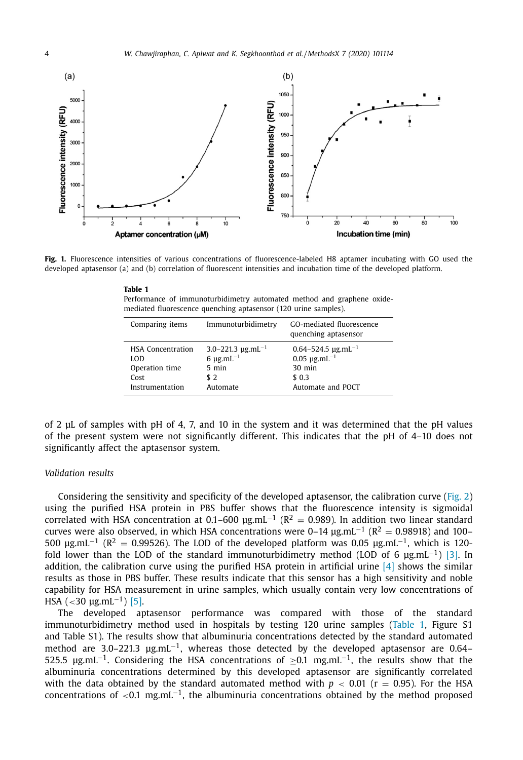Fig. 1. Fluorescence intensities of various concentrations of fluorescence-labeled H8 aptamer incubating with GO used the developed aptasensor (a) and (b) correlation of fluorescent intensities and incubation time of the developed platform.

**Table 1**
Performance of immunoturbidimetry automated method and graphene oxide-mediated fluorescence quenching aptasensor (120 urine samples).

| Comparing items | Immunoturbidimetry | GO-mediated fluorescence quenching aptasensor |
|---|---|---|
| HSA Concentration | 3.0–221.3 μg.mL$^{-1}$ | 0.64–524.5 μg.mL$^{-1}$ |
| LOD | 6 μg.mL$^{-1}$ | 0.05 μg.mL$^{-1}$ |
| Operation time | 5 min | 30 min |
| Cost | $ 2 | $ 0.3 |
| Instrumentation | Automate | Automate and POCT |

of 2 μL of samples with pH of 4, 7, and 10 in the system and it was determined that the pH values of the present system were not significantly different. This indicates that the pH of 4–10 does not significantly affect the aptasensor system.

*Validation results*

Considering the sensitivity and specificity of the developed aptasensor, the calibration curve (Fig. 2) using the purified HSA protein in PBS buffer shows that the fluorescence intensity is sigmoidal correlated with HSA concentration at 0.1–600 μg.mL$^{-1}$ ($R^2$ = 0.989). In addition two linear standard curves were also observed, in which HSA concentrations were 0–14 μg.mL$^{-1}$ ($R^2$ = 0.98918) and 100–500 μg.mL$^{-1}$ ($R^2$ = 0.99526). The LOD of the developed platform was 0.05 μg.mL$^{-1}$, which is 120-fold lower than the LOD of the standard immunoturbidimetry method (LOD of 6 μg.mL$^{-1}$) [3]. In addition, the calibration curve using the purified HSA protein in artificial urine [4] shows the similar results as those in PBS buffer. These results indicate that this sensor has a high sensitivity and noble capability for HSA measurement in urine samples, which usually contain very low concentrations of HSA (<30 μg.mL$^{-1}$) [5].

The developed aptasensor performance was compared with those of the standard immunoturbidimetry method used in hospitals by testing 120 urine samples (Table 1, Figure S1 and Table S1). The results show that albuminuria concentrations detected by the standard automated method are 3.0–221.3 μg.mL$^{-1}$, whereas those detected by the developed aptasensor are 0.64–525.5 μg.mL$^{-1}$. Considering the HSA concentrations of ≥0.1 mg.mL$^{-1}$, the results show that the albuminuria concentrations determined by this developed aptasensor are significantly correlated with the data obtained by the standard automated method with $p < 0.01$ (r = 0.95). For the HSA concentrations of <0.1 mg.mL$^{-1}$, the albuminuria concentrations obtained by the method proposed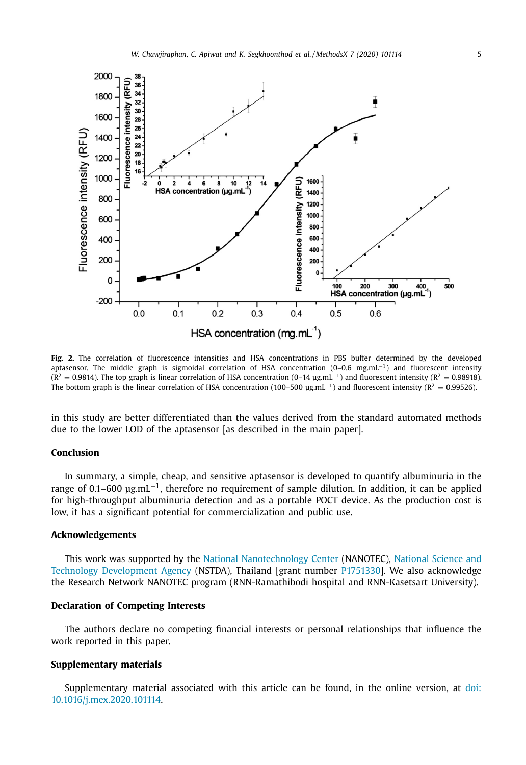**Fig. 2.** The correlation of fluorescence intensities and HSA concentrations in PBS buffer determined by the developed aptasensor. The middle graph is sigmoidal correlation of HSA concentration (0–0.6 mg.mL$^{-1}$) and fluorescent intensity ($R^2$ = 0.9814). The top graph is linear correlation of HSA concentration (0–14 µg.mL$^{-1}$) and fluorescent intensity ($R^2$ = 0.98918). The bottom graph is the linear correlation of HSA concentration (100–500 µg.mL$^{-1}$) and fluorescent intensity ($R^2$ = 0.99526).

in this study are better differentiated than the values derived from the standard automated methods due to the lower LOD of the aptasensor [as described in the main paper].

## Conclusion

In summary, a simple, cheap, and sensitive aptasensor is developed to quantify albuminuria in the range of 0.1–600 µg.mL$^{-1}$, therefore no requirement of sample dilution. In addition, it can be applied for high-throughput albuminuria detection and as a portable POCT device. As the production cost is low, it has a significant potential for commercialization and public use.

## Acknowledgements

This work was supported by the National Nanotechnology Center (NANOTEC), National Science and Technology Development Agency (NSTDA), Thailand [grant number P1751330]. We also acknowledge the Research Network NANOTEC program (RNN-Ramathibodi hospital and RNN-Kasetsart University).

## Declaration of Competing Interests

The authors declare no competing financial interests or personal relationships that influence the work reported in this paper.

## Supplementary materials

Supplementary material associated with this article can be found, in the online version, at doi: 10.1016/j.mex.2020.101114.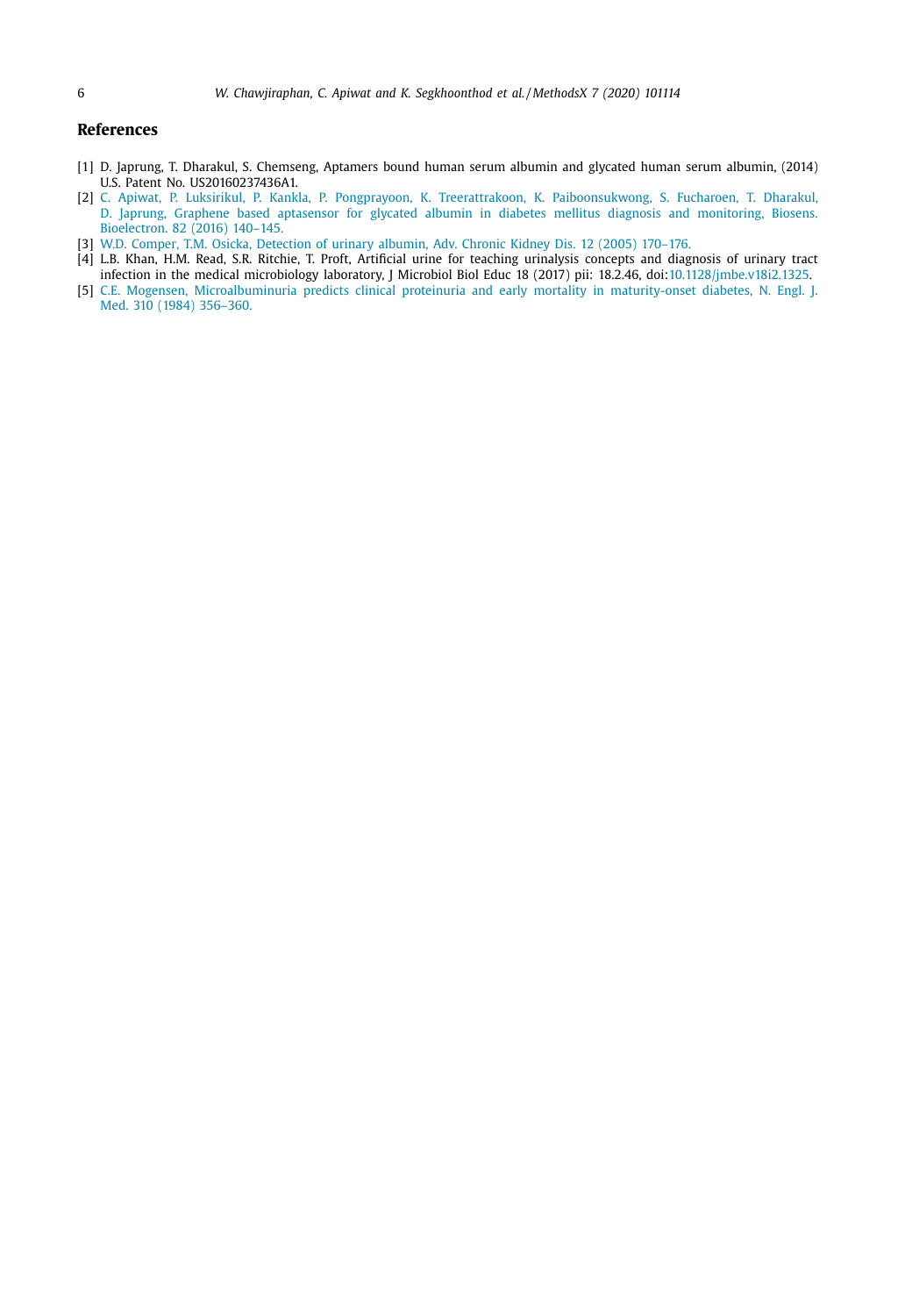## References

[1] D. Japrung, T. Dharakul, S. Chemseng, Aptamers bound human serum albumin and glycated human serum albumin, (2014) U.S. Patent No. US20160237436A1.

[2] C. Apiwat, P. Luksirikul, P. Kankla, P. Pongprayoon, K. Treerattrakoon, K. Paiboonsukwong, S. Fucharoen, T. Dharakul, D. Japrung, Graphene based aptasensor for glycated albumin in diabetes mellitus diagnosis and monitoring, Biosens. Bioelectron. 82 (2016) 140–145.

[3] W.D. Comper, T.M. Osicka, Detection of urinary albumin, Adv. Chronic Kidney Dis. 12 (2005) 170–176.

[4] L.B. Khan, H.M. Read, S.R. Ritchie, T. Proft, Artificial urine for teaching urinalysis concepts and diagnosis of urinary tract infection in the medical microbiology laboratory, J Microbiol Biol Educ 18 (2017) pii: 18.2.46, doi:10.1128/jmbe.v18i2.1325.

[5] C.E. Mogensen, Microalbuminuria predicts clinical proteinuria and early mortality in maturity-onset diabetes, N. Engl. J. Med. 310 (1984) 356–360.